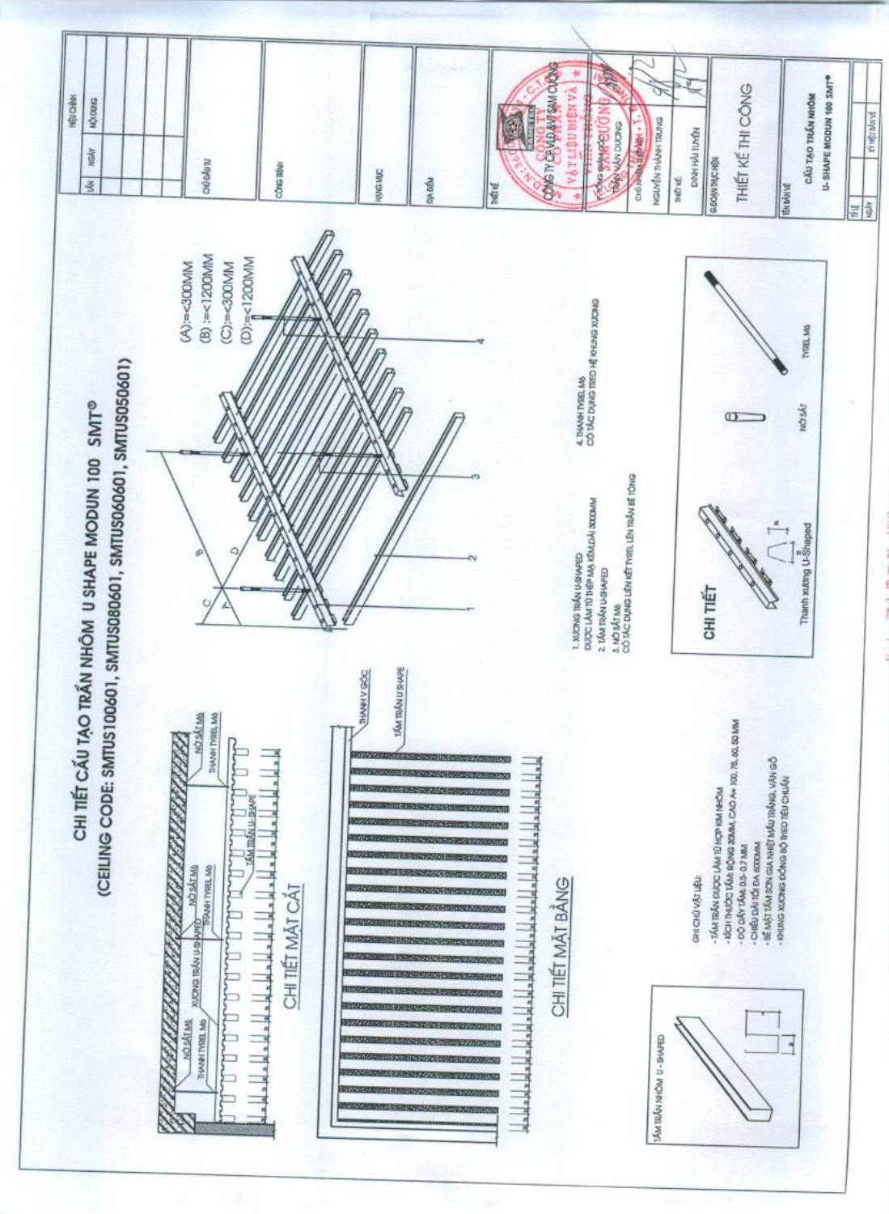# CHI TIẾT CẤU TẠO TRẦN NHÔM U SHAPE MODUN 100 SMT®

## (CEILING CODE: SMTUS100601, SMTUS080601, SMTUS060601, SMTUS050601)

NỞ SẮT M6

THANH TYREL M6

XƯƠNG TRẦN U-SHAPED

NỞ SẮT M6

THANH TYREL M6

TẤM TRẦN U-SHAPE

NỞ SẮT M6

THANH TYREL M6

### CHI TIẾT MẶT CẮT

THANH V GÓC

TẤM TRẦN U SHAPE

### CHI TIẾT MẶT BẰNG

(A):=<300MM

(B):=<1200MM

(C):=<300MM

(D):=<1200MM

1. XƯƠNG TRẦN U-SHAPED ĐƯỢC LÀM TỪ THÉP MẠ KẼM,DÀI 3000MM
2. TẤM TRẦN U-SHAPED
3. NỞ SẮT M6 CÓ TÁC DỤNG LIÊN KẾT TYREL LÊN TRẦN BÊ TÔNG
4. THANH TYREL M6 CÓ TÁC DỤNG TREO HỆ KHUNG XƯƠNG

TẤM TRẦN NHÔM U - SHAPED

GHI CHÚ VẬT LIỆU:

- TẤM TRẦN ĐƯỢC LÀM TỪ HỢP KIM NHÔM
- KÍCH THƯỚC TẤM: RỘNG 30MM, CAO A= 100, 75, 60, 50 MM
- ĐỘ DÀY TẤM: 0.5- 0.7 MM
- CHIỀU DÀI TỐI ĐA :6000MM
- BỀ MẶT TẤM SƠN GIA NHIỆT MÀU TRẮNG, VÂN GỖ
- KHUNG XƯƠNG ĐỒNG BỘ THEO TIÊU CHUẨN

### CHI TIẾT

Thanh xương U-Shaped

NỞ SẮT

TYREL M6

| HIỆU CHỈNH | | |
|---|---|---|
| LẦN | NGÀY | NỘI DUNG |
| | | |
| | | |

CHỦ ĐẦU TƯ

CÔNG TRÌNH

HẠNG MỤC

ĐỊA ĐIỂM

THIẾT KẾ

CÔNG TY CP VLĐ&VT SAM CƯỜNG

PHÒNG ... 

TRẦN VĂN DƯƠNG

CHỦ NHIỆM ĐỀ ÁN - K.T

NGUYỄN THÀNH TRUNG

THIẾT KẾ

ĐINH HẢI TUYẾN

GIAI ĐOẠN THỰC HIỆN

THIẾT KẾ THI CÔNG

TÊN BẢN VẼ

CẤU TẠO TRẦN NHÔM U- SHAPE MODUN 100 SMT®

TỶ LỆ

NGÀY

KÝ HIỆU BẢN VẼ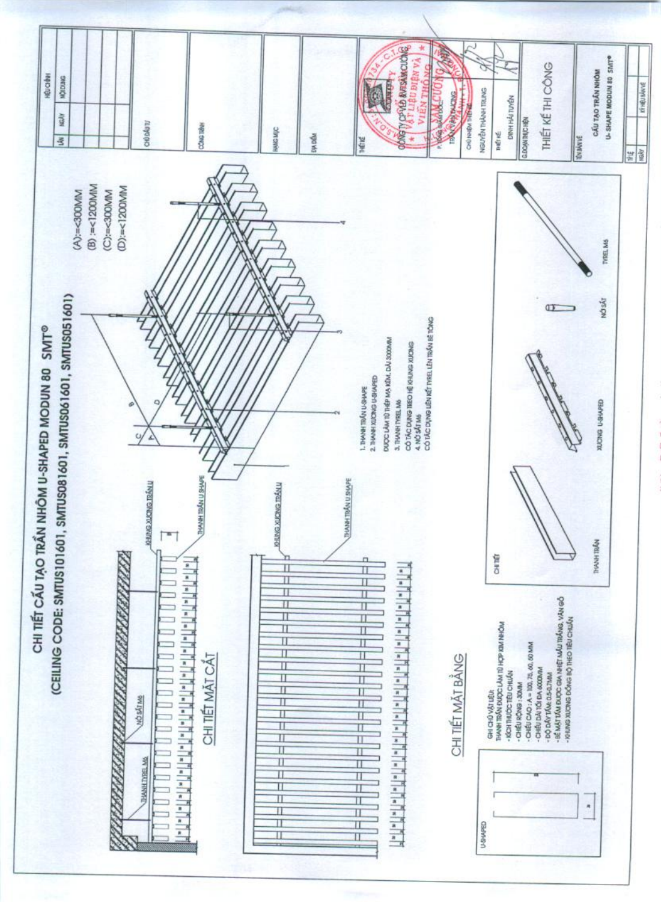# CHI TIẾT CẤU TẠO TRẦN NHÔM U-SHAPED MODUN 80 SMT®

## (CEILING CODE: SMTUS101601, SMTUS081601, SMTUS061601, SMTUS051601)

(A):=<300MM
(B) :=<1200MM
(C):=<300MM
(D):=<1200MM

THANH TYREL M6
NỞ SẮT M6
KHUNG XƯƠNG TRẦN U
THANH TRẦN U SHAPE

### CHI TIẾT MẶT CẮT

KHUNG XƯƠNG TRẦN U
THANH TRẦN U SHAPE

### CHI TIẾT MẶT BẰNG

1. THANH TRẦN U-SHAPE
2. THANH XƯƠNG U-SHAPED
   ĐƯỢC LÀM TỪ THÉP MẠ KẼM, DÀI 3000MM
3. THANH TYREL M6
   CÓ TÁC DỤNG TREO HỆ KHUNG XƯƠNG
4. NỞ SẮT M6
   CÓ TÁC DỤNG LIÊN KẾT TYREL LÊN TRẦN BÊ TÔNG

U-SHAPED

GHI CHÚ VẬT LIỆU:
THANH TRẦN ĐƯỢC LÀM TỪ HỢP KIM NHÔM
- KÍCH THƯỚC TIÊU CHUẨN
- CHIỀU RỘNG : 30MM
- CHIỀU CAO : A = 100, 75, 60, 50 MM
- CHIỀU DÀI TỐI ĐA :6000MM
- ĐỘ DÀY TẤM: 0.5-0.7MM
- BỀ MẶT TẤM ĐƯỢC GIA NHIỆT MÀU TRẮNG, VÂN GỖ
- KHUNG XƯƠNG ĐỒNG BỘ THEO TIÊU CHUẨN

CHI TIẾT

THANH TRẦN
XƯƠNG U-SHAPED
NỞ SẮT
TYREL M6

| HIỆU CHỈNH | | |
|---|---|---|
| LẦN | NGÀY | NỘI DUNG |
| | | |

CHỦ ĐẦU TƯ

CÔNG TRÌNH

HẠNG MỤC

ĐỊA ĐIỂM

THIẾT KẾ
CÔNG TY CP VẬT LIỆU ĐIỆN VÀ VIỄN THÔNG SAM CƯỜNG
P. TỔNG GIÁM ĐỐC
TRẦN VĂN DƯƠNG
CHỦ NHIỆM THIẾT KẾ
NGUYỄN THÀNH TRUNG
THIẾT KẾ
ĐINH HẢI TUYỀN
G.ĐOẠN THỰC HIỆN
THIẾT KẾ THI CÔNG
TÊN BẢN VẼ
CẤU TẠO TRẦN NHÔM U-SHAPE MODUN 80 SMT®
TỶ LỆ
NGÀY
KÝ HIỆU BẢN VẼ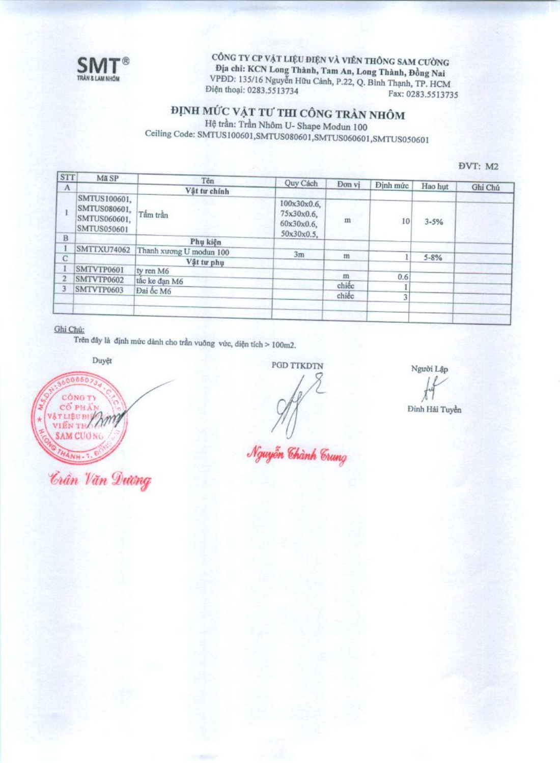**SMT®**
TRẦN & LAM NHÔM

**CÔNG TY CP VẬT LIỆU ĐIỆN VÀ VIỄN THÔNG SAM CƯỜNG**
**Địa chỉ: KCN Long Thành, Tam An, Long Thành, Đồng Nai**
VPĐD: 135/16 Nguyễn Hữu Cảnh, P.22, Q. Bình Thạnh, TP. HCM
Điện thoại: 0283.5513734 Fax: 0283.5513735

# ĐỊNH MỨC VẬT TƯ THI CÔNG TRẦN NHÔM

Hệ trần: Trần Nhôm U- Shape Modun 100
Ceiling Code: SMTUS100601,SMTUS080601,SMTUS060601,SMTUS050601

ĐVT: M2

| STT | Mã SP | Tên | Quy Cách | Đơn vị | Định mức | Hao hụt | Ghi Chú |
|---|---|---|---|---|---|---|---|
| A | | **Vật tư chính** | | | | | |
| 1 | SMTUS100601, SMTUS080601, SMTUS060601, SMTUS050601 | Tấm trần | 100x30x0.6, 75x30x0.6, 60x30x0.6, 50x30x0.5, | m | 10 | 3-5% | |
| B | | **Phụ kiện** | | | | | |
| 1 | SMTTXU74062 | Thanh xương U modun 100 | 3m | m | 1 | 5-8% | |
| C | | **Vật tư phụ** | | | | | |
| 1 | SMTVTP0601 | ty ren M6 | | m | 0.6 | | |
| 2 | SMTVTP0602 | tắc ke đạn M6 | | chiếc | 1 | | |
| 3 | SMTVTP0603 | Đai ốc M6 | | chiếc | 3 | | |
| | | | | | | | |

Ghi Chú:

Trên đây là định mức dành cho trần vuông vức, diện tích > 100m2.

| Duyệt | PGD TTKDTN | Người Lập |
|---|---|---|
| Trần Văn Dương | Nguyễn Thành Trung | Đinh Hải Tuyền |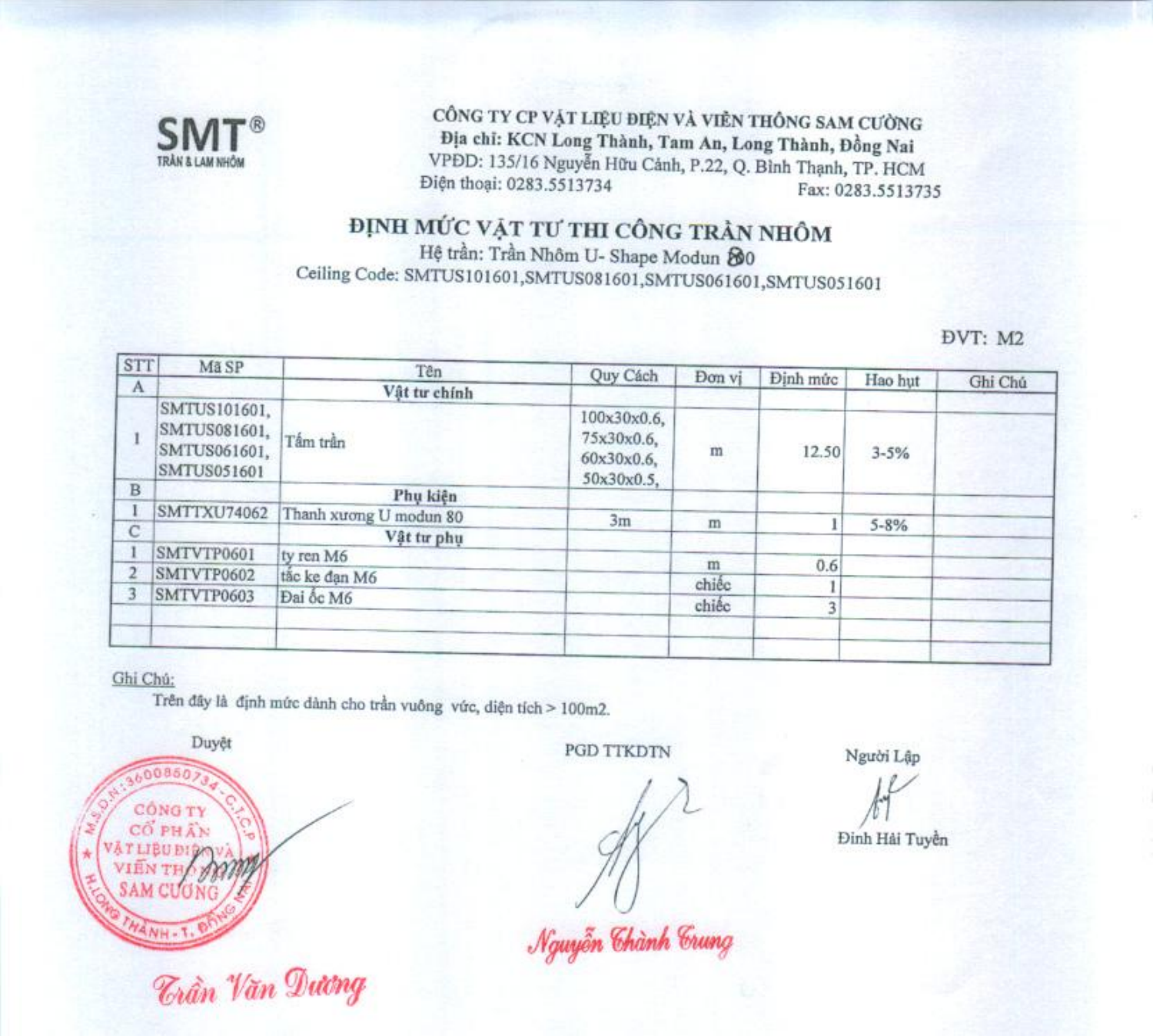SMT®
TRẦN & LAM NHÔM

CÔNG TY CP VẬT LIỆU ĐIỆN VÀ VIỄN THÔNG SAM CƯỜNG
**Địa chỉ: KCN Long Thành, Tam An, Long Thành, Đồng Nai**
VPĐD: 135/16 Nguyễn Hữu Cảnh, P.22, Q. Bình Thạnh, TP. HCM
Điện thoại: 0283.5513734 Fax: 0283.5513735

# ĐỊNH MỨC VẬT TƯ THI CÔNG TRẦN NHÔM

Hệ trần: Trần Nhôm U- Shape Modun 80
Ceiling Code: SMTUS101601,SMTUS081601,SMTUS061601,SMTUS051601

ĐVT: M2

| STT | Mã SP | Tên | Quy Cách | Đơn vị | Định mức | Hao hụt | Ghi Chú |
|---|---|---|---|---|---|---|---|
| A | | **Vật tư chính** | | | | | |
| 1 | SMTUS101601, SMTUS081601, SMTUS061601, SMTUS051601 | Tấm trần | 100x30x0.6, 75x30x0.6, 60x30x0.6, 50x30x0.5, | m | 12.50 | 3-5% | |
| B | | **Phụ kiện** | | | | | |
| 1 | SMTTXU74062 | Thanh xương U modun 80 | 3m | m | 1 | 5-8% | |
| C | | **Vật tư phụ** | | | | | |
| 1 | SMTVTP0601 | ty ren M6 | | m | 0.6 | | |
| 2 | SMTVTP0602 | tắc ke đạn M6 | | chiếc | 1 | | |
| 3 | SMTVTP0603 | Đai ốc M6 | | chiếc | 3 | | |
| | | | | | | | |
| | | | | | | | |

Ghi Chú:

Trên đây là định mức dành cho trần vuông vức, diện tích > 100m2.

| Duyệt | PGD TTKDTN | Người Lập |
|---|---|---|
| Trần Văn Dương | Nguyễn Thành Trung | Đinh Hải Tuyền |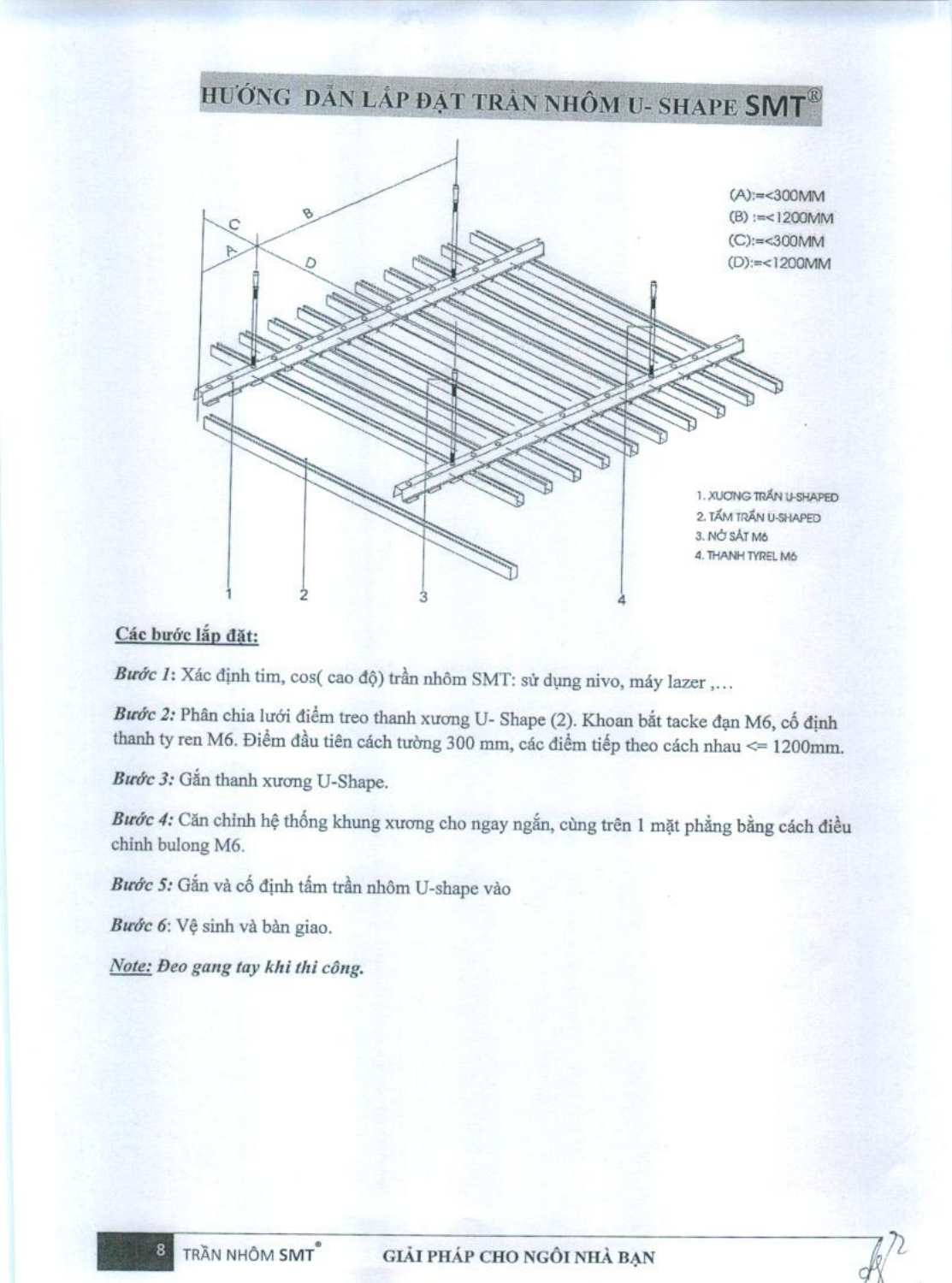# HƯỚNG DẪN LẮP ĐẶT TRẦN NHÔM U- SHAPE SMT®

C
B
A
D

(A):=<300MM
(B) :=<1200MM
(C):=<300MM
(D):=<1200MM

1. XƯƠNG TRẦN U-SHAPED
2. TẤM TRẦN U-SHAPED
3. NỞ SẮT M6
4. THANH TYREL M6

1
2
3
4

**Các bước lắp đặt:**

*Bước 1*: Xác định tim, cos( cao độ) trần nhôm SMT: sử dụng nivo, máy lazer ,…

*Bước 2:* Phân chia lưới điểm treo thanh xương U- Shape (2). Khoan bắt tacke đạn M6, cố định thanh ty ren M6. Điểm đầu tiên cách tường 300 mm, các điểm tiếp theo cách nhau <= 1200mm.

*Bước 3:* Gắn thanh xương U-Shape.

*Bước 4:* Căn chỉnh hệ thống khung xương cho ngay ngắn, cùng trên 1 mặt phẳng bằng cách điều chỉnh bulong M6.

*Bước 5:* Gắn và cố định tấm trần nhôm U-shape vào

*Bước 6*: Vệ sinh và bàn giao.

***Note:* Đeo gang tay khi thi công.**